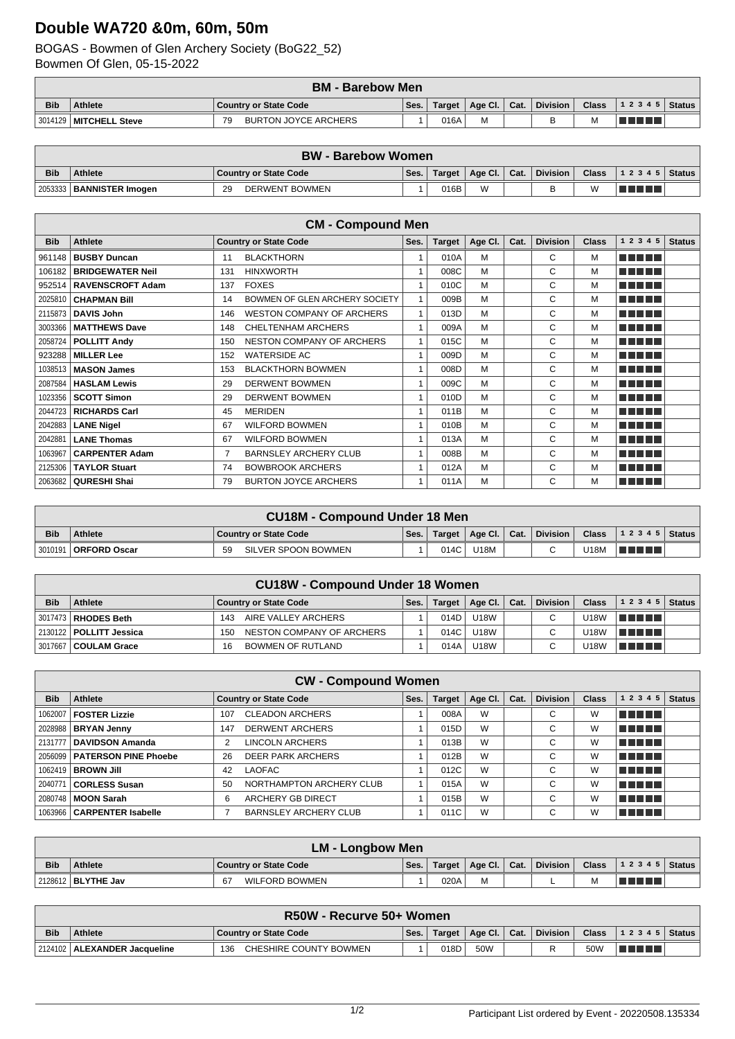# Double WA720 &0m, 60m, 50m

BOGAS - Bowmen of Glen Archery Society (BoG22_52)
Bowmen Of Glen, 05-15-2022

| BM - Barebow Men | | | | | | | | | | | |
|---|---|---|---|---|---|---|---|---|---|---|---|
| **Bib** | **Athlete** | **Country or State Code** | | **Ses.** | **Target** | **Age Cl.** | **Cat.** | **Division** | **Class** | **1 2 3 4 5** | **Status** |
| 3014129 | **MITCHELL Steve** | 79 | BURTON JOYCE ARCHERS | 1 | 016A | M | | B | M | | |

| BW - Barebow Women | | | | | | | | | | | |
|---|---|---|---|---|---|---|---|---|---|---|---|
| **Bib** | **Athlete** | **Country or State Code** | | **Ses.** | **Target** | **Age Cl.** | **Cat.** | **Division** | **Class** | **1 2 3 4 5** | **Status** |
| 2053333 | **BANNISTER Imogen** | 29 | DERWENT BOWMEN | 1 | 016B | W | | B | W | | |

| CM - Compound Men | | | | | | | | | | | |
|---|---|---|---|---|---|---|---|---|---|---|---|
| **Bib** | **Athlete** | **Country or State Code** | | **Ses.** | **Target** | **Age Cl.** | **Cat.** | **Division** | **Class** | **1 2 3 4 5** | **Status** |
| 961148 | **BUSBY Duncan** | 11 | BLACKTHORN | 1 | 010A | M | | C | M | | |
| 106182 | **BRIDGEWATER Neil** | 131 | HINXWORTH | 1 | 008C | M | | C | M | | |
| 952514 | **RAVENSCROFT Adam** | 137 | FOXES | 1 | 010C | M | | C | M | | |
| 2025810 | **CHAPMAN Bill** | 14 | BOWMEN OF GLEN ARCHERY SOCIETY | 1 | 009B | M | | C | M | | |
| 2115873 | **DAVIS John** | 146 | WESTON COMPANY OF ARCHERS | 1 | 013D | M | | C | M | | |
| 3003366 | **MATTHEWS Dave** | 148 | CHELTENHAM ARCHERS | 1 | 009A | M | | C | M | | |
| 2058724 | **POLLITT Andy** | 150 | NESTON COMPANY OF ARCHERS | 1 | 015C | M | | C | M | | |
| 923288 | **MILLER Lee** | 152 | WATERSIDE AC | 1 | 009D | M | | C | M | | |
| 1038513 | **MASON James** | 153 | BLACKTHORN BOWMEN | 1 | 008D | M | | C | M | | |
| 2087584 | **HASLAM Lewis** | 29 | DERWENT BOWMEN | 1 | 009C | M | | C | M | | |
| 1023356 | **SCOTT Simon** | 29 | DERWENT BOWMEN | 1 | 010D | M | | C | M | | |
| 2044723 | **RICHARDS Carl** | 45 | MERIDEN | 1 | 011B | M | | C | M | | |
| 2042883 | **LANE Nigel** | 67 | WILFORD BOWMEN | 1 | 010B | M | | C | M | | |
| 2042881 | **LANE Thomas** | 67 | WILFORD BOWMEN | 1 | 013A | M | | C | M | | |
| 1063967 | **CARPENTER Adam** | 7 | BARNSLEY ARCHERY CLUB | 1 | 008B | M | | C | M | | |
| 2125306 | **TAYLOR Stuart** | 74 | BOWBROOK ARCHERS | 1 | 012A | M | | C | M | | |
| 2063682 | **QURESHI Shai** | 79 | BURTON JOYCE ARCHERS | 1 | 011A | M | | C | M | | |

| CU18M - Compound Under 18 Men | | | | | | | | | | | |
|---|---|---|---|---|---|---|---|---|---|---|---|
| **Bib** | **Athlete** | **Country or State Code** | | **Ses.** | **Target** | **Age Cl.** | **Cat.** | **Division** | **Class** | **1 2 3 4 5** | **Status** |
| 3010191 | **ORFORD Oscar** | 59 | SILVER SPOON BOWMEN | 1 | 014C | U18M | | C | U18M | | |

| CU18W - Compound Under 18 Women | | | | | | | | | | | |
|---|---|---|---|---|---|---|---|---|---|---|---|
| **Bib** | **Athlete** | **Country or State Code** | | **Ses.** | **Target** | **Age Cl.** | **Cat.** | **Division** | **Class** | **1 2 3 4 5** | **Status** |
| 3017473 | **RHODES Beth** | 143 | AIRE VALLEY ARCHERS | 1 | 014D | U18W | | C | U18W | | |
| 2130122 | **POLLITT Jessica** | 150 | NESTON COMPANY OF ARCHERS | 1 | 014C | U18W | | C | U18W | | |
| 3017667 | **COULAM Grace** | 16 | BOWMEN OF RUTLAND | 1 | 014A | U18W | | C | U18W | | |

| CW - Compound Women | | | | | | | | | | | |
|---|---|---|---|---|---|---|---|---|---|---|---|
| **Bib** | **Athlete** | **Country or State Code** | | **Ses.** | **Target** | **Age Cl.** | **Cat.** | **Division** | **Class** | **1 2 3 4 5** | **Status** |
| 1062007 | **FOSTER Lizzie** | 107 | CLEADON ARCHERS | 1 | 008A | W | | C | W | | |
| 2028988 | **BRYAN Jenny** | 147 | DERWENT ARCHERS | 1 | 015D | W | | C | W | | |
| 2131777 | **DAVIDSON Amanda** | 2 | LINCOLN ARCHERS | 1 | 013B | W | | C | W | | |
| 2056099 | **PATERSON PINE Phoebe** | 26 | DEER PARK ARCHERS | 1 | 012B | W | | C | W | | |
| 1062419 | **BROWN Jill** | 42 | LAOFAC | 1 | 012C | W | | C | W | | |
| 2040771 | **CORLESS Susan** | 50 | NORTHAMPTON ARCHERY CLUB | 1 | 015A | W | | C | W | | |
| 2080748 | **MOON Sarah** | 6 | ARCHERY GB DIRECT | 1 | 015B | W | | C | W | | |
| 1063966 | **CARPENTER Isabelle** | 7 | BARNSLEY ARCHERY CLUB | 1 | 011C | W | | C | W | | |

| LM - Longbow Men | | | | | | | | | | | |
|---|---|---|---|---|---|---|---|---|---|---|---|
| **Bib** | **Athlete** | **Country or State Code** | | **Ses.** | **Target** | **Age Cl.** | **Cat.** | **Division** | **Class** | **1 2 3 4 5** | **Status** |
| 2128612 | **BLYTHE Jav** | 67 | WILFORD BOWMEN | 1 | 020A | M | | L | M | | |

| R50W - Recurve 50+ Women | | | | | | | | | | | |
|---|---|---|---|---|---|---|---|---|---|---|---|
| **Bib** | **Athlete** | **Country or State Code** | | **Ses.** | **Target** | **Age Cl.** | **Cat.** | **Division** | **Class** | **1 2 3 4 5** | **Status** |
| 2124102 | **ALEXANDER Jacqueline** | 136 | CHESHIRE COUNTY BOWMEN | 1 | 018D | 50W | | R | 50W | | |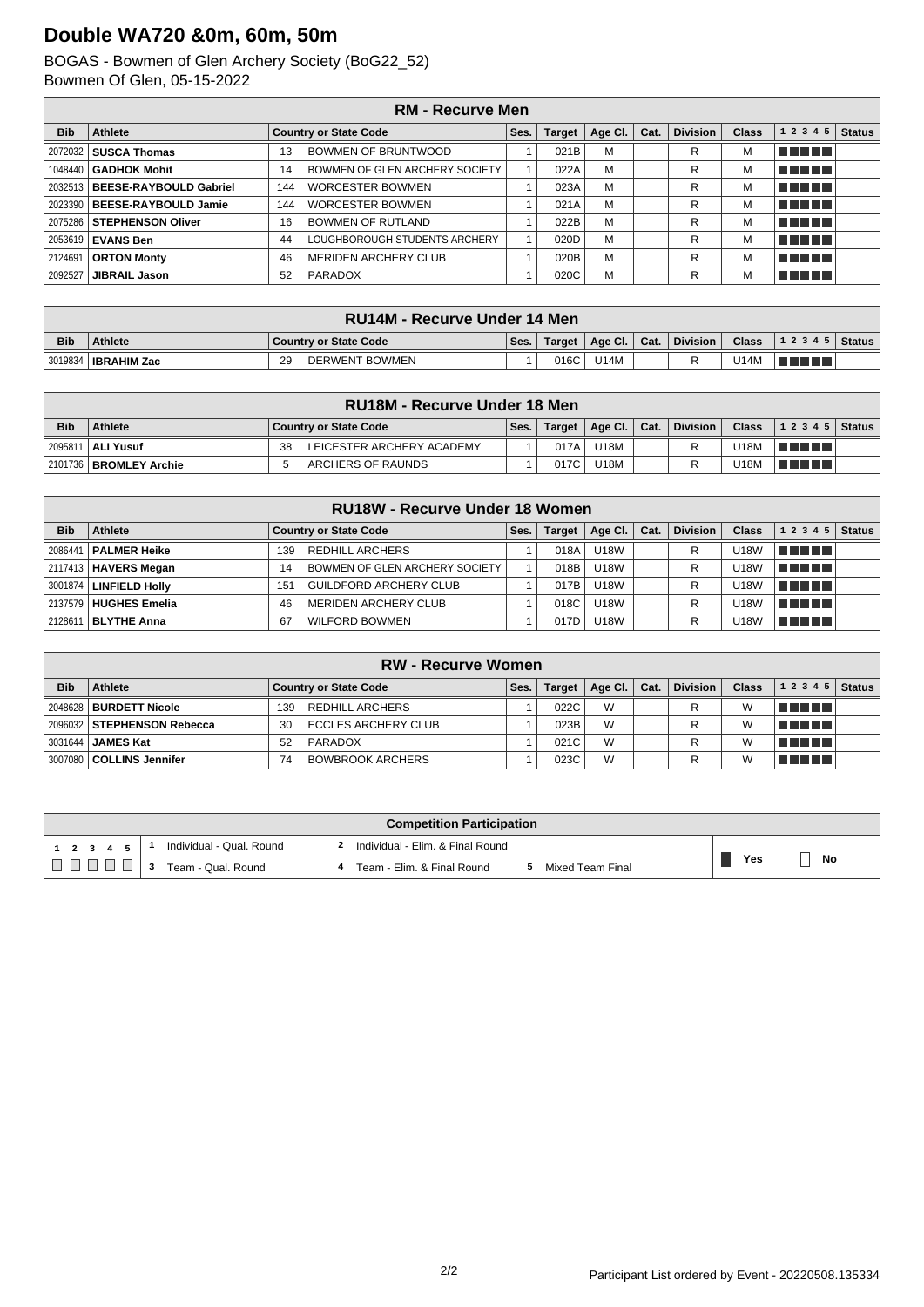# Double WA720 &0m, 60m, 50m

BOGAS - Bowmen of Glen Archery Society (BoG22_52)
Bowmen Of Glen, 05-15-2022

| RM - Recurve Men | | | | | | | | | | | |
|---|---|---|---|---|---|---|---|---|---|---|---|
| Bib | Athlete | Country or State Code | | Ses. | Target | Age Cl. | Cat. | Division | Class | 1 2 3 4 5 | Status |
| 2072032 | **SUSCA Thomas** | 13 | BOWMEN OF BRUNTWOOD | 1 | 021B | M | | R | M | ■■■■■ | |
| 1048440 | **GADHOK Mohit** | 14 | BOWMEN OF GLEN ARCHERY SOCIETY | 1 | 022A | M | | R | M | ■■■■■ | |
| 2032513 | **BEESE-RAYBOULD Gabriel** | 144 | WORCESTER BOWMEN | 1 | 023A | M | | R | M | ■■■■■ | |
| 2023390 | **BEESE-RAYBOULD Jamie** | 144 | WORCESTER BOWMEN | 1 | 021A | M | | R | M | ■■■■■ | |
| 2075286 | **STEPHENSON Oliver** | 16 | BOWMEN OF RUTLAND | 1 | 022B | M | | R | M | ■■■■■ | |
| 2053619 | **EVANS Ben** | 44 | LOUGHBOROUGH STUDENTS ARCHERY | 1 | 020D | M | | R | M | ■■■■■ | |
| 2124691 | **ORTON Monty** | 46 | MERIDEN ARCHERY CLUB | 1 | 020B | M | | R | M | ■■■■■ | |
| 2092527 | **JIBRAIL Jason** | 52 | PARADOX | 1 | 020C | M | | R | M | ■■■■■ | |

| RU14M - Recurve Under 14 Men | | | | | | | | | | | |
|---|---|---|---|---|---|---|---|---|---|---|---|
| Bib | Athlete | Country or State Code | | Ses. | Target | Age Cl. | Cat. | Division | Class | 1 2 3 4 5 | Status |
| 3019834 | **IBRAHIM Zac** | 29 | DERWENT BOWMEN | 1 | 016C | U14M | | R | U14M | ■■■■■ | |

| RU18M - Recurve Under 18 Men | | | | | | | | | | | |
|---|---|---|---|---|---|---|---|---|---|---|---|
| Bib | Athlete | Country or State Code | | Ses. | Target | Age Cl. | Cat. | Division | Class | 1 2 3 4 5 | Status |
| 2095811 | **ALI Yusuf** | 38 | LEICESTER ARCHERY ACADEMY | 1 | 017A | U18M | | R | U18M | ■■■■■ | |
| 2101736 | **BROMLEY Archie** | 5 | ARCHERS OF RAUNDS | 1 | 017C | U18M | | R | U18M | ■■■■■ | |

| RU18W - Recurve Under 18 Women | | | | | | | | | | | |
|---|---|---|---|---|---|---|---|---|---|---|---|
| Bib | Athlete | Country or State Code | | Ses. | Target | Age Cl. | Cat. | Division | Class | 1 2 3 4 5 | Status |
| 2086441 | **PALMER Heike** | 139 | REDHILL ARCHERS | 1 | 018A | U18W | | R | U18W | ■■■■■ | |
| 2117413 | **HAVERS Megan** | 14 | BOWMEN OF GLEN ARCHERY SOCIETY | 1 | 018B | U18W | | R | U18W | ■■■■■ | |
| 3001874 | **LINFIELD Holly** | 151 | GUILDFORD ARCHERY CLUB | 1 | 017B | U18W | | R | U18W | ■■■■■ | |
| 2137579 | **HUGHES Emelia** | 46 | MERIDEN ARCHERY CLUB | 1 | 018C | U18W | | R | U18W | ■■■■■ | |
| 2128611 | **BLYTHE Anna** | 67 | WILFORD BOWMEN | 1 | 017D | U18W | | R | U18W | ■■■■■ | |

| RW - Recurve Women | | | | | | | | | | | |
|---|---|---|---|---|---|---|---|---|---|---|---|
| Bib | Athlete | Country or State Code | | Ses. | Target | Age Cl. | Cat. | Division | Class | 1 2 3 4 5 | Status |
| 2048628 | **BURDETT Nicole** | 139 | REDHILL ARCHERS | 1 | 022C | W | | R | W | ■■■■■ | |
| 2096032 | **STEPHENSON Rebecca** | 30 | ECCLES ARCHERY CLUB | 1 | 023B | W | | R | W | ■■■■■ | |
| 3031644 | **JAMES Kat** | 52 | PARADOX | 1 | 021C | W | | R | W | ■■■■■ | |
| 3007080 | **COLLINS Jennifer** | 74 | BOWBROOK ARCHERS | 1 | 023C | W | | R | W | ■■■■■ | |

| Competition Participation | | | | |
|---|---|---|---|---|
| 1 2 3 4 5 | 1 Individual - Qual. Round | 2 Individual - Elim. & Final Round | | ■ Yes ☐ No |
| ☐☐☐☐☐ | 3 Team - Qual. Round | 4 Team - Elim. & Final Round | 5 Mixed Team Final | |

Participant List ordered by Event - 20220508.135334